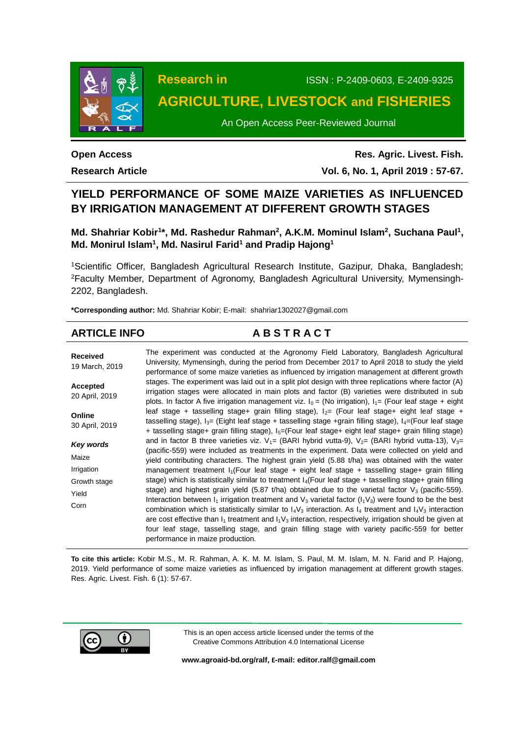Research in

ISSN : P-2409-0603, E-2409-9325

**AGRICULTURE, LIVESTOCK and FISHERIES**

An Open Access Peer-Reviewed Journal

**Open Access**

**Research Article**

**Res. Agric. Livest. Fish.**

**Vol. 6, No. 1, April 2019 : 57-67.**

# YIELD PERFORMANCE OF SOME MAIZE VARIETIES AS INFLUENCED BY IRRIGATION MANAGEMENT AT DIFFERENT GROWTH STAGES

**Md. Shahriar Kobir[1]\*, Md. Rashedur Rahman[2], A.K.M. Mominul Islam[2], Suchana Paul[1], Md. Monirul Islam[1], Md. Nasirul Farid[1] and Pradip Hajong[1]**

[1]Scientific Officer, Bangladesh Agricultural Research Institute, Gazipur, Dhaka, Bangladesh; [2]Faculty Member, Department of Agronomy, Bangladesh Agricultural University, Mymensingh-2202, Bangladesh.

**\*Corresponding author:** Md. Shahriar Kobir; E-mail: shahriar1302027@gmail.com

## ARTICLE INFO

**Received**
19 March, 2019

**Accepted**
20 April, 2019

**Online**
30 April, 2019

***Key words***
Maize
Irrigation
Growth stage
Yield
Corn

## ABSTRACT

The experiment was conducted at the Agronomy Field Laboratory, Bangladesh Agricultural University, Mymensingh, during the period from December 2017 to April 2018 to study the yield performance of some maize varieties as influenced by irrigation management at different growth stages. The experiment was laid out in a split plot design with three replications where factor (A) irrigation stages were allocated in main plots and factor (B) varieties were distributed in sub plots. In factor A five irrigation management viz. $I_0$ = (No irrigation), $I_1$= (Four leaf stage + eight leaf stage + tasselling stage+ grain filling stage), $I_2$= (Four leaf stage+ eight leaf stage + tasselling stage), $I_3$= (Eight leaf stage + tasselling stage +grain filling stage), $I_4$=(Four leaf stage + tasselling stage+ grain filling stage), $I_5$=(Four leaf stage+ eight leaf stage+ grain filling stage) and in factor B three varieties viz. $V_1$= (BARI hybrid vutta-9), $V_2$= (BARI hybrid vutta-13), $V_3$= (pacific-559) were included as treatments in the experiment. Data were collected on yield and yield contributing characters. The highest grain yield (5.88 t/ha) was obtained with the water management treatment $I_1$(Four leaf stage + eight leaf stage + tasselling stage+ grain filling stage) which is statistically similar to treatment $I_4$(Four leaf stage + tasselling stage+ grain filling stage) and highest grain yield (5.87 t/ha) obtained due to the varietal factor $V_3$ (pacific-559). Interaction between $I_1$ irrigation treatment and $V_3$ varietal factor ($I_1V_3$) were found to be the best combination which is statistically similar to $I_4V_3$ interaction. As $I_4$ treatment and $I_4V_3$ interaction are cost effective than $I_1$ treatment and $I_1V_3$ interaction, respectively, irrigation should be given at four leaf stage, tasselling stage, and grain filling stage with variety pacific-559 for better performance in maize production.

**To cite this article:** Kobir M.S., M. R. Rahman, A. K. M. M. Islam, S. Paul, M. M. Islam, M. N. Farid and P. Hajong, 2019. Yield performance of some maize varieties as influenced by irrigation management at different growth stages. Res. Agric. Livest. Fish. 6 (1): 57-67.

This is an open access article licensed under the terms of the Creative Commons Attribution 4.0 International License

**www.agroaid-bd.org/ralf, E-mail: editor.ralf@gmail.com**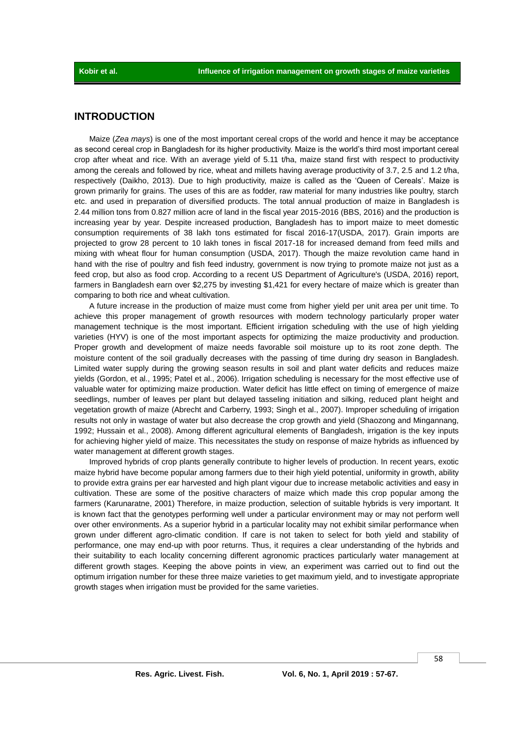## INTRODUCTION

Maize (*Zea mays*) is one of the most important cereal crops of the world and hence it may be acceptance as second cereal crop in Bangladesh for its higher productivity. Maize is the world's third most important cereal crop after wheat and rice. With an average yield of 5.11 t/ha, maize stand first with respect to productivity among the cereals and followed by rice, wheat and millets having average productivity of 3.7, 2.5 and 1.2 t/ha, respectively (Daikho, 2013). Due to high productivity, maize is called as the 'Queen of Cereals'. Maize is grown primarily for grains. The uses of this are as fodder, raw material for many industries like poultry, starch etc. and used in preparation of diversified products. The total annual production of maize in Bangladesh is 2.44 million tons from 0.827 million acre of land in the fiscal year 2015-2016 (BBS, 2016) and the production is increasing year by year. Despite increased production, Bangladesh has to import maize to meet domestic consumption requirements of 38 lakh tons estimated for fiscal 2016-17(USDA, 2017). Grain imports are projected to grow 28 percent to 10 lakh tones in fiscal 2017-18 for increased demand from feed mills and mixing with wheat flour for human consumption (USDA, 2017). Though the maize revolution came hand in hand with the rise of poultry and fish feed industry, government is now trying to promote maize not just as a feed crop, but also as food crop. According to a recent US Department of Agriculture's (USDA, 2016) report, farmers in Bangladesh earn over $2,275 by investing $1,421 for every hectare of maize which is greater than comparing to both rice and wheat cultivation.

A future increase in the production of maize must come from higher yield per unit area per unit time. To achieve this proper management of growth resources with modern technology particularly proper water management technique is the most important. Efficient irrigation scheduling with the use of high yielding varieties (HYV) is one of the most important aspects for optimizing the maize productivity and production. Proper growth and development of maize needs favorable soil moisture up to its root zone depth. The moisture content of the soil gradually decreases with the passing of time during dry season in Bangladesh. Limited water supply during the growing season results in soil and plant water deficits and reduces maize yields (Gordon, et al., 1995; Patel et al., 2006). Irrigation scheduling is necessary for the most effective use of valuable water for optimizing maize production. Water deficit has little effect on timing of emergence of maize seedlings, number of leaves per plant but delayed tasseling initiation and silking, reduced plant height and vegetation growth of maize (Abrecht and Carberry, 1993; Singh et al., 2007). Improper scheduling of irrigation results not only in wastage of water but also decrease the crop growth and yield (Shaozong and Mingannang, 1992; Hussain et al., 2008). Among different agricultural elements of Bangladesh, irrigation is the key inputs for achieving higher yield of maize. This necessitates the study on response of maize hybrids as influenced by water management at different growth stages.

Improved hybrids of crop plants generally contribute to higher levels of production. In recent years, exotic maize hybrid have become popular among farmers due to their high yield potential, uniformity in growth, ability to provide extra grains per ear harvested and high plant vigour due to increase metabolic activities and easy in cultivation. These are some of the positive characters of maize which made this crop popular among the farmers (Karunaratne, 2001) Therefore, in maize production, selection of suitable hybrids is very important. It is known fact that the genotypes performing well under a particular environment may or may not perform well over other environments. As a superior hybrid in a particular locality may not exhibit similar performance when grown under different agro-climatic condition. If care is not taken to select for both yield and stability of performance, one may end-up with poor returns. Thus, it requires a clear understanding of the hybrids and their suitability to each locality concerning different agronomic practices particularly water management at different growth stages. Keeping the above points in view, an experiment was carried out to find out the optimum irrigation number for these three maize varieties to get maximum yield, and to investigate appropriate growth stages when irrigation must be provided for the same varieties.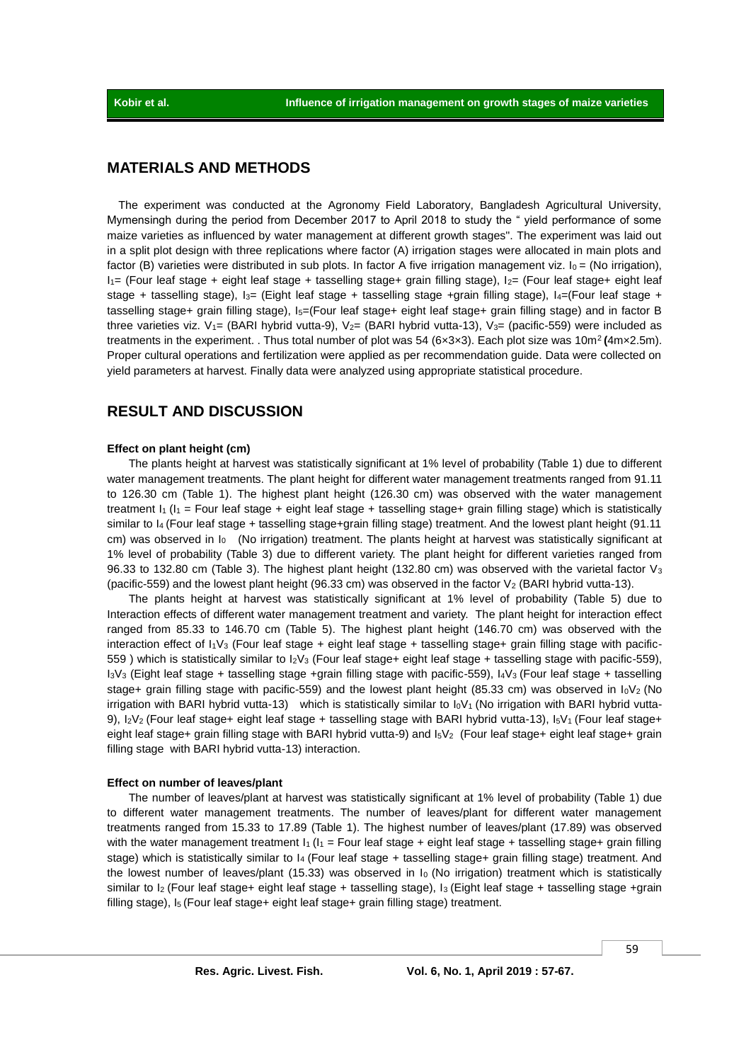## MATERIALS AND METHODS

The experiment was conducted at the Agronomy Field Laboratory, Bangladesh Agricultural University, Mymensingh during the period from December 2017 to April 2018 to study the " yield performance of some maize varieties as influenced by water management at different growth stages". The experiment was laid out in a split plot design with three replications where factor (A) irrigation stages were allocated in main plots and factor (B) varieties were distributed in sub plots. In factor A five irrigation management viz. $I_0$ = (No irrigation), $I_1$= (Four leaf stage + eight leaf stage + tasselling stage+ grain filling stage), $I_2$= (Four leaf stage+ eight leaf stage + tasselling stage), $I_3$= (Eight leaf stage + tasselling stage +grain filling stage), $I_4$=(Four leaf stage + tasselling stage+ grain filling stage), $I_5$=(Four leaf stage+ eight leaf stage+ grain filling stage) and in factor B three varieties viz. $V_1$= (BARI hybrid vutta-9), $V_2$= (BARI hybrid vutta-13), $V_3$= (pacific-559) were included as treatments in the experiment. . Thus total number of plot was 54 (6×3×3). Each plot size was 10m$^2$ **(**4m×2.5m). Proper cultural operations and fertilization were applied as per recommendation guide. Data were collected on yield parameters at harvest. Finally data were analyzed using appropriate statistical procedure.

## RESULT AND DISCUSSION

#### Effect on plant height (cm)

The plants height at harvest was statistically significant at 1% level of probability (Table 1) due to different water management treatments. The plant height for different water management treatments ranged from 91.11 to 126.30 cm (Table 1). The highest plant height (126.30 cm) was observed with the water management treatment $I_1$ ($I_1$ = Four leaf stage + eight leaf stage + tasselling stage+ grain filling stage) which is statistically similar to $I_4$ (Four leaf stage + tasselling stage+grain filling stage) treatment. And the lowest plant height (91.11 cm) was observed in $I_0$ (No irrigation) treatment. The plants height at harvest was statistically significant at 1% level of probability (Table 3) due to different variety. The plant height for different varieties ranged from 96.33 to 132.80 cm (Table 3). The highest plant height (132.80 cm) was observed with the varietal factor $V_3$ (pacific-559) and the lowest plant height (96.33 cm) was observed in the factor $V_2$ (BARI hybrid vutta-13).

The plants height at harvest was statistically significant at 1% level of probability (Table 5) due to Interaction effects of different water management treatment and variety. The plant height for interaction effect ranged from 85.33 to 146.70 cm (Table 5). The highest plant height (146.70 cm) was observed with the interaction effect of $I_1V_3$ (Four leaf stage + eight leaf stage + tasselling stage+ grain filling stage with pacific-559 ) which is statistically similar to $I_2V_3$ (Four leaf stage+ eight leaf stage + tasselling stage with pacific-559), $I_3V_3$ (Eight leaf stage + tasselling stage +grain filling stage with pacific-559), $I_4V_3$ (Four leaf stage + tasselling stage+ grain filling stage with pacific-559) and the lowest plant height (85.33 cm) was observed in $I_0V_2$ (No irrigation with BARI hybrid vutta-13) which is statistically similar to $I_0V_1$ (No irrigation with BARI hybrid vutta-9), $I_2V_2$ (Four leaf stage+ eight leaf stage + tasselling stage with BARI hybrid vutta-13), $I_5V_1$ (Four leaf stage+ eight leaf stage+ grain filling stage with BARI hybrid vutta-9) and $I_5V_2$ (Four leaf stage+ eight leaf stage+ grain filling stage with BARI hybrid vutta-13) interaction.

#### Effect on number of leaves/plant

The number of leaves/plant at harvest was statistically significant at 1% level of probability (Table 1) due to different water management treatments. The number of leaves/plant for different water management treatments ranged from 15.33 to 17.89 (Table 1). The highest number of leaves/plant (17.89) was observed with the water management treatment $I_1$ ($I_1$ = Four leaf stage + eight leaf stage + tasselling stage+ grain filling stage) which is statistically similar to $I_4$ (Four leaf stage + tasselling stage+ grain filling stage) treatment. And the lowest number of leaves/plant (15.33) was observed in $I_0$ (No irrigation) treatment which is statistically similar to $I_2$ (Four leaf stage+ eight leaf stage + tasselling stage), $I_3$ (Eight leaf stage + tasselling stage +grain filling stage), $I_5$ (Four leaf stage+ eight leaf stage+ grain filling stage) treatment.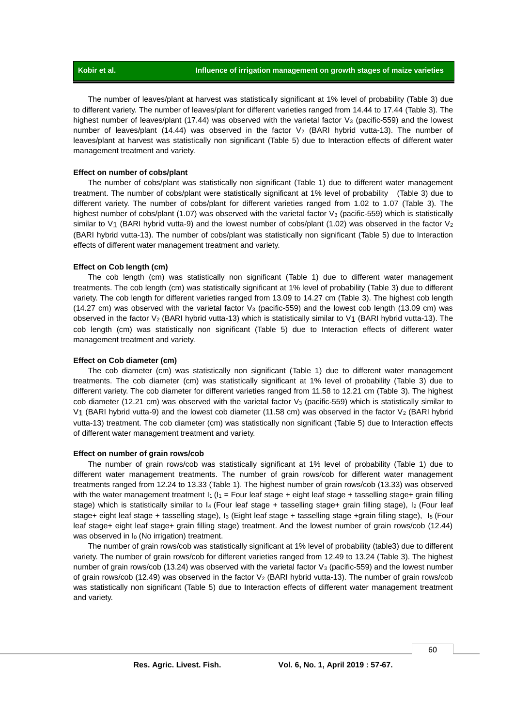The number of leaves/plant at harvest was statistically significant at 1% level of probability (Table 3) due to different variety. The number of leaves/plant for different varieties ranged from 14.44 to 17.44 (Table 3). The highest number of leaves/plant (17.44) was observed with the varietal factor $V_3$ (pacific-559) and the lowest number of leaves/plant (14.44) was observed in the factor $V_2$ (BARI hybrid vutta-13). The number of leaves/plant at harvest was statistically non significant (Table 5) due to Interaction effects of different water management treatment and variety.

#### Effect on number of cobs/plant

The number of cobs/plant was statistically non significant (Table 1) due to different water management treatment. The number of cobs/plant were statistically significant at 1% level of probability (Table 3) due to different variety. The number of cobs/plant for different varieties ranged from 1.02 to 1.07 (Table 3). The highest number of cobs/plant (1.07) was observed with the varietal factor $V_3$ (pacific-559) which is statistically similar to $V_1$ (BARI hybrid vutta-9) and the lowest number of cobs/plant (1.02) was observed in the factor $V_2$ (BARI hybrid vutta-13). The number of cobs/plant was statistically non significant (Table 5) due to Interaction effects of different water management treatment and variety.

#### Effect on Cob length (cm)

The cob length (cm) was statistically non significant (Table 1) due to different water management treatments. The cob length (cm) was statistically significant at 1% level of probability (Table 3) due to different variety. The cob length for different varieties ranged from 13.09 to 14.27 cm (Table 3). The highest cob length (14.27 cm) was observed with the varietal factor $V_3$ (pacific-559) and the lowest cob length (13.09 cm) was observed in the factor $V_2$ (BARI hybrid vutta-13) which is statistically similar to $V_1$ (BARI hybrid vutta-13). The cob length (cm) was statistically non significant (Table 5) due to Interaction effects of different water management treatment and variety.

#### Effect on Cob diameter (cm)

The cob diameter (cm) was statistically non significant (Table 1) due to different water management treatments. The cob diameter (cm) was statistically significant at 1% level of probability (Table 3) due to different variety. The cob diameter for different varieties ranged from 11.58 to 12.21 cm (Table 3). The highest cob diameter (12.21 cm) was observed with the varietal factor $V_3$ (pacific-559) which is statistically similar to $V_1$ (BARI hybrid vutta-9) and the lowest cob diameter (11.58 cm) was observed in the factor $V_2$ (BARI hybrid vutta-13) treatment. The cob diameter (cm) was statistically non significant (Table 5) due to Interaction effects of different water management treatment and variety.

#### Effect on number of grain rows/cob

The number of grain rows/cob was statistically significant at 1% level of probability (Table 1) due to different water management treatments. The number of grain rows/cob for different water management treatments ranged from 12.24 to 13.33 (Table 1). The highest number of grain rows/cob (13.33) was observed with the water management treatment $I_1$ ($I_1$ = Four leaf stage + eight leaf stage + tasselling stage+ grain filling stage) which is statistically similar to $I_4$ (Four leaf stage + tasselling stage+ grain filling stage), $I_2$ (Four leaf stage+ eight leaf stage + tasselling stage), $I_3$ (Eight leaf stage + tasselling stage +grain filling stage), $I_5$ (Four leaf stage+ eight leaf stage+ grain filling stage) treatment. And the lowest number of grain rows/cob (12.44) was observed in $I_0$ (No irrigation) treatment.

The number of grain rows/cob was statistically significant at 1% level of probability (table3) due to different variety. The number of grain rows/cob for different varieties ranged from 12.49 to 13.24 (Table 3). The highest number of grain rows/cob (13.24) was observed with the varietal factor $V_3$ (pacific-559) and the lowest number of grain rows/cob (12.49) was observed in the factor $V_2$ (BARI hybrid vutta-13). The number of grain rows/cob was statistically non significant (Table 5) due to Interaction effects of different water management treatment and variety.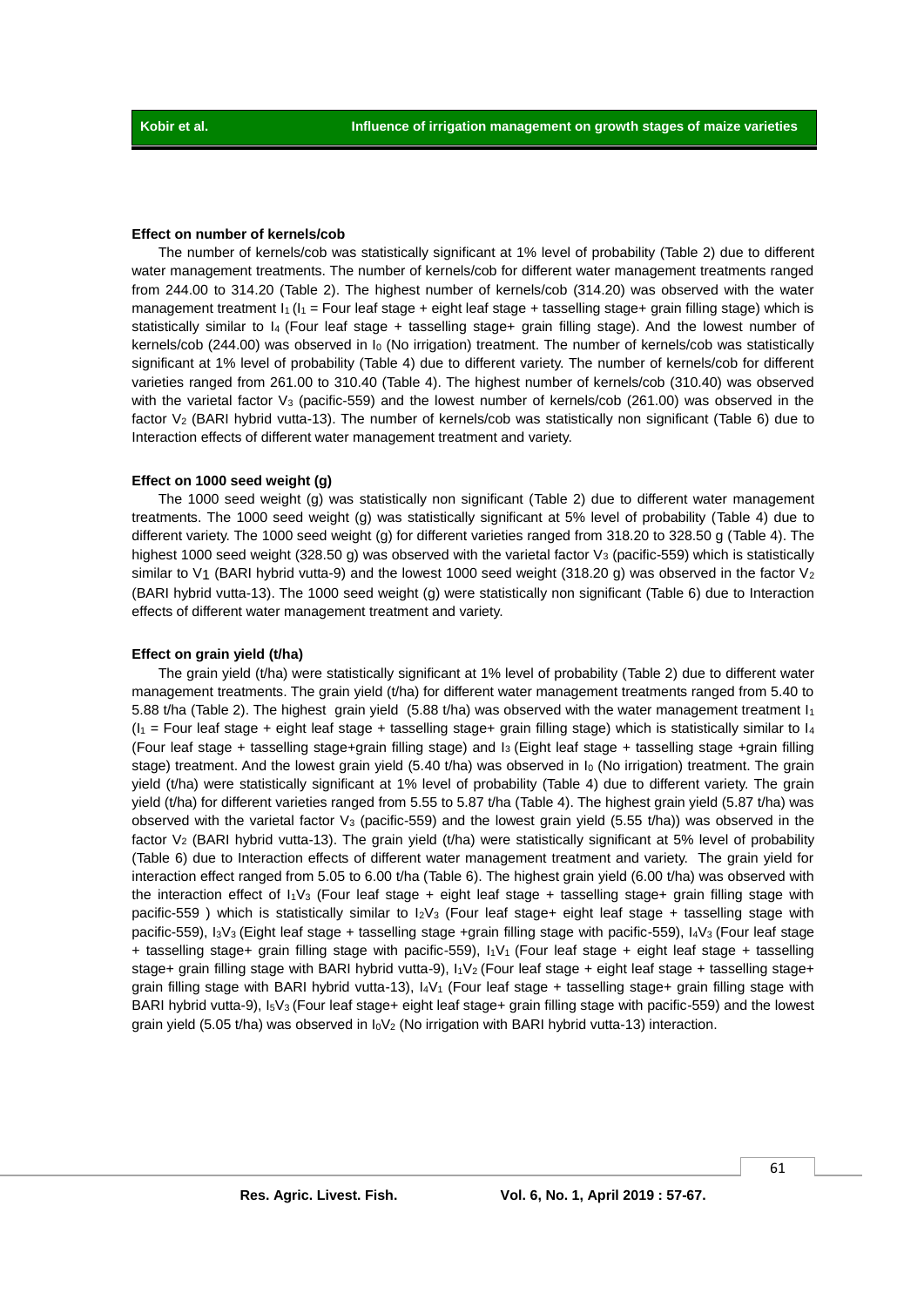### Effect on number of kernels/cob

The number of kernels/cob was statistically significant at 1% level of probability (Table 2) due to different water management treatments. The number of kernels/cob for different water management treatments ranged from 244.00 to 314.20 (Table 2). The highest number of kernels/cob (314.20) was observed with the water management treatment $I_1$ ($I_1$ = Four leaf stage + eight leaf stage + tasselling stage+ grain filling stage) which is statistically similar to $I_4$ (Four leaf stage + tasselling stage+ grain filling stage). And the lowest number of kernels/cob (244.00) was observed in $I_0$ (No irrigation) treatment. The number of kernels/cob was statistically significant at 1% level of probability (Table 4) due to different variety. The number of kernels/cob for different varieties ranged from 261.00 to 310.40 (Table 4). The highest number of kernels/cob (310.40) was observed with the varietal factor $V_3$ (pacific-559) and the lowest number of kernels/cob (261.00) was observed in the factor $V_2$ (BARI hybrid vutta-13). The number of kernels/cob was statistically non significant (Table 6) due to Interaction effects of different water management treatment and variety.

### Effect on 1000 seed weight (g)

The 1000 seed weight (g) was statistically non significant (Table 2) due to different water management treatments. The 1000 seed weight (g) was statistically significant at 5% level of probability (Table 4) due to different variety. The 1000 seed weight (g) for different varieties ranged from 318.20 to 328.50 g (Table 4). The highest 1000 seed weight (328.50 g) was observed with the varietal factor $V_3$ (pacific-559) which is statistically similar to $V_1$ (BARI hybrid vutta-9) and the lowest 1000 seed weight (318.20 g) was observed in the factor $V_2$ (BARI hybrid vutta-13). The 1000 seed weight (g) were statistically non significant (Table 6) due to Interaction effects of different water management treatment and variety.

### Effect on grain yield (t/ha)

The grain yield (t/ha) were statistically significant at 1% level of probability (Table 2) due to different water management treatments. The grain yield (t/ha) for different water management treatments ranged from 5.40 to 5.88 t/ha (Table 2). The highest grain yield (5.88 t/ha) was observed with the water management treatment $I_1$ ($I_1$ = Four leaf stage + eight leaf stage + tasselling stage+ grain filling stage) which is statistically similar to $I_4$ (Four leaf stage + tasselling stage+grain filling stage) and $I_3$ (Eight leaf stage + tasselling stage +grain filling stage) treatment. And the lowest grain yield (5.40 t/ha) was observed in $I_0$ (No irrigation) treatment. The grain yield (t/ha) were statistically significant at 1% level of probability (Table 4) due to different variety. The grain yield (t/ha) for different varieties ranged from 5.55 to 5.87 t/ha (Table 4). The highest grain yield (5.87 t/ha) was observed with the varietal factor $V_3$ (pacific-559) and the lowest grain yield (5.55 t/ha)) was observed in the factor $V_2$ (BARI hybrid vutta-13). The grain yield (t/ha) were statistically significant at 5% level of probability (Table 6) due to Interaction effects of different water management treatment and variety. The grain yield for interaction effect ranged from 5.05 to 6.00 t/ha (Table 6). The highest grain yield (6.00 t/ha) was observed with the interaction effect of $I_1V_3$ (Four leaf stage + eight leaf stage + tasselling stage+ grain filling stage with pacific-559 ) which is statistically similar to $I_2V_3$ (Four leaf stage+ eight leaf stage + tasselling stage with pacific-559), $I_3V_3$ (Eight leaf stage + tasselling stage +grain filling stage with pacific-559), $I_4V_3$ (Four leaf stage + tasselling stage+ grain filling stage with pacific-559), $I_1V_1$ (Four leaf stage + eight leaf stage + tasselling stage+ grain filling stage with BARI hybrid vutta-9), $I_1V_2$ (Four leaf stage + eight leaf stage + tasselling stage+ grain filling stage with BARI hybrid vutta-13), $I_4V_1$ (Four leaf stage + tasselling stage+ grain filling stage with BARI hybrid vutta-9), $I_5V_3$ (Four leaf stage+ eight leaf stage+ grain filling stage with pacific-559) and the lowest grain yield (5.05 t/ha) was observed in $I_0V_2$ (No irrigation with BARI hybrid vutta-13) interaction.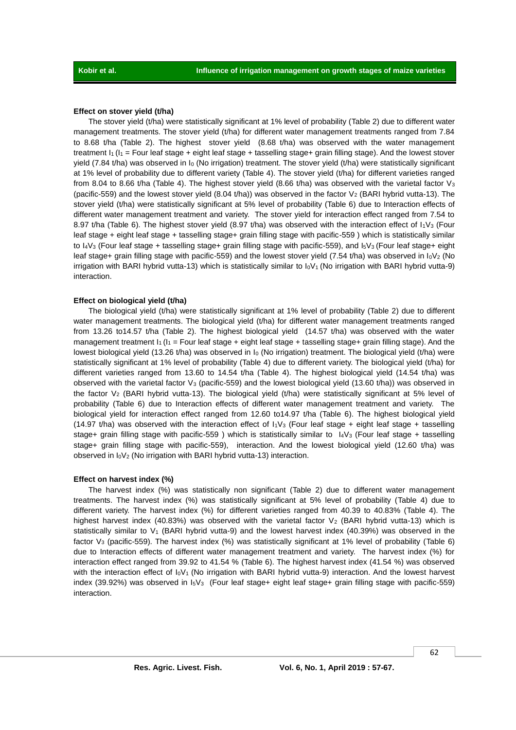### Effect on stover yield (t/ha)

The stover yield (t/ha) were statistically significant at 1% level of probability (Table 2) due to different water management treatments. The stover yield (t/ha) for different water management treatments ranged from 7.84 to 8.68 t/ha (Table 2). The highest stover yield (8.68 t/ha) was observed with the water management treatment $I_1$ ($I_1$ = Four leaf stage + eight leaf stage + tasselling stage+ grain filling stage). And the lowest stover yield (7.84 t/ha) was observed in $I_0$ (No irrigation) treatment. The stover yield (t/ha) were statistically significant at 1% level of probability due to different variety (Table 4). The stover yield (t/ha) for different varieties ranged from 8.04 to 8.66 t/ha (Table 4). The highest stover yield (8.66 t/ha) was observed with the varietal factor $V_3$ (pacific-559) and the lowest stover yield (8.04 t/ha)) was observed in the factor $V_2$ (BARI hybrid vutta-13). The stover yield (t/ha) were statistically significant at 5% level of probability (Table 6) due to Interaction effects of different water management treatment and variety. The stover yield for interaction effect ranged from 7.54 to 8.97 t/ha (Table 6). The highest stover yield (8.97 t/ha) was observed with the interaction effect of $I_1V_3$ (Four leaf stage + eight leaf stage + tasselling stage+ grain filling stage with pacific-559 ) which is statistically similar to $I_4V_3$ (Four leaf stage + tasselling stage+ grain filling stage with pacific-559), and $I_5V_3$ (Four leaf stage+ eight leaf stage+ grain filling stage with pacific-559) and the lowest stover yield (7.54 t/ha) was observed in $I_0V_2$ (No irrigation with BARI hybrid vutta-13) which is statistically similar to $I_0V_1$ (No irrigation with BARI hybrid vutta-9) interaction.

### Effect on biological yield (t/ha)

The biological yield (t/ha) were statistically significant at 1% level of probability (Table 2) due to different water management treatments. The biological yield (t/ha) for different water management treatments ranged from 13.26 to14.57 t/ha (Table 2). The highest biological yield (14.57 t/ha) was observed with the water management treatment $I_1$ ($I_1$ = Four leaf stage + eight leaf stage + tasselling stage+ grain filling stage). And the lowest biological yield (13.26 t/ha) was observed in $I_0$ (No irrigation) treatment. The biological yield (t/ha) were statistically significant at 1% level of probability (Table 4) due to different variety. The biological yield (t/ha) for different varieties ranged from 13.60 to 14.54 t/ha (Table 4). The highest biological yield (14.54 t/ha) was observed with the varietal factor $V_3$ (pacific-559) and the lowest biological yield (13.60 t/ha)) was observed in the factor $V_2$ (BARI hybrid vutta-13). The biological yield (t/ha) were statistically significant at 5% level of probability (Table 6) due to Interaction effects of different water management treatment and variety. The biological yield for interaction effect ranged from 12.60 to14.97 t/ha (Table 6). The highest biological yield (14.97 t/ha) was observed with the interaction effect of $I_1V_3$ (Four leaf stage + eight leaf stage + tasselling stage+ grain filling stage with pacific-559 ) which is statistically similar to $I_4V_3$ (Four leaf stage + tasselling stage+ grain filling stage with pacific-559), interaction. And the lowest biological yield (12.60 t/ha) was observed in $I_0V_2$ (No irrigation with BARI hybrid vutta-13) interaction.

### Effect on harvest index (%)

The harvest index (%) was statistically non significant (Table 2) due to different water management treatments. The harvest index (%) was statistically significant at 5% level of probability (Table 4) due to different variety. The harvest index (%) for different varieties ranged from 40.39 to 40.83% (Table 4). The highest harvest index (40.83%) was observed with the varietal factor $V_2$ (BARI hybrid vutta-13) which is statistically similar to $V_1$ (BARI hybrid vutta-9) and the lowest harvest index (40.39%) was observed in the factor $V_3$ (pacific-559). The harvest index (%) was statistically significant at 1% level of probability (Table 6) due to Interaction effects of different water management treatment and variety. The harvest index (%) for interaction effect ranged from 39.92 to 41.54 % (Table 6). The highest harvest index (41.54 %) was observed with the interaction effect of $I_0V_1$ (No irrigation with BARI hybrid vutta-9) interaction. And the lowest harvest index (39.92%) was observed in $I_5V_3$ (Four leaf stage+ eight leaf stage+ grain filling stage with pacific-559) interaction.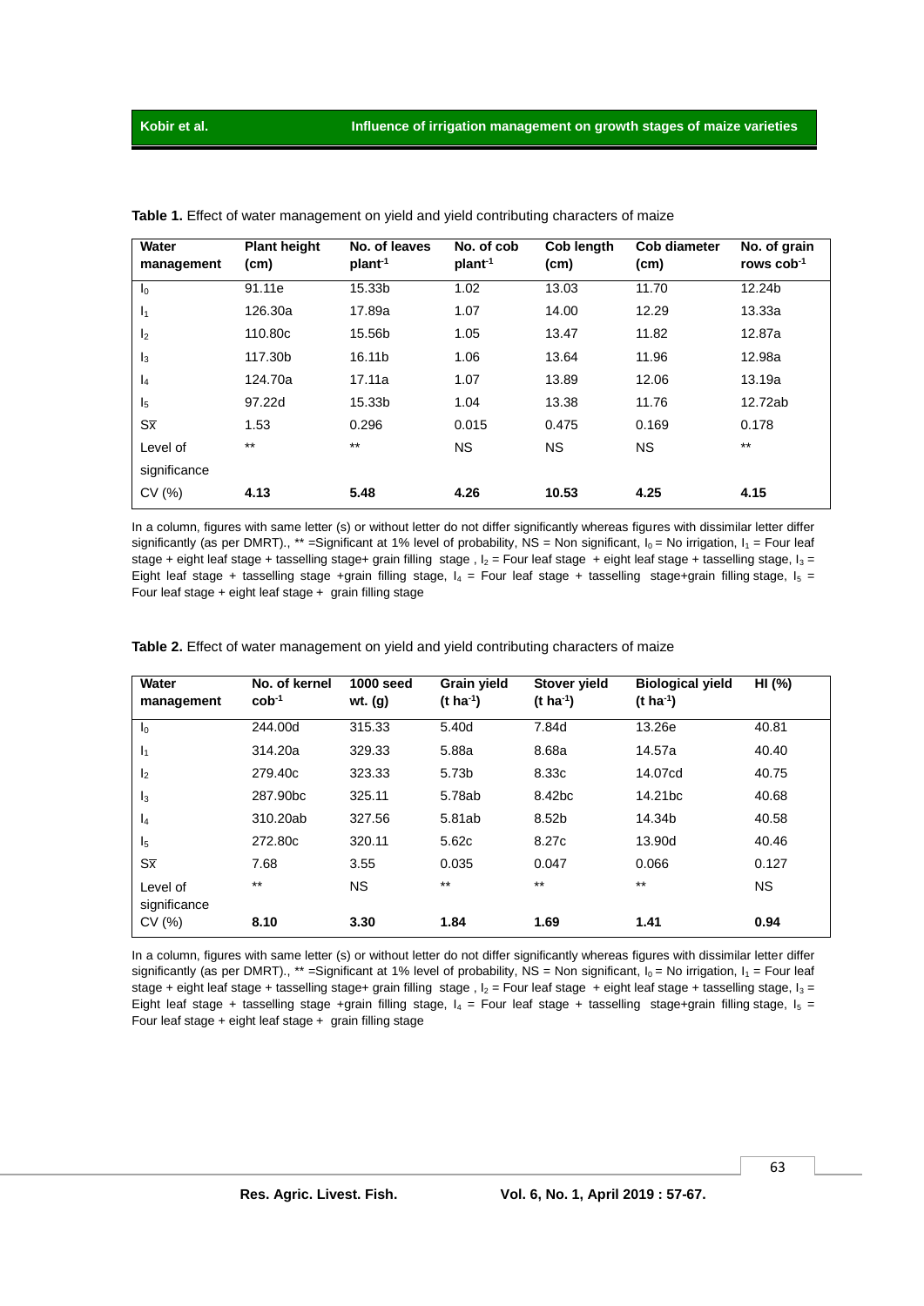**Table 1.** Effect of water management on yield and yield contributing characters of maize

| Water management | Plant height (cm) | No. of leaves plant$^{-1}$ | No. of cob plant$^{-1}$ | Cob length (cm) | Cob diameter (cm) | No. of grain rows cob$^{-1}$ |
|---|---|---|---|---|---|---|
| $I_0$ | 91.11e | 15.33b | 1.02 | 13.03 | 11.70 | 12.24b |
| $I_1$ | 126.30a | 17.89a | 1.07 | 14.00 | 12.29 | 13.33a |
| $I_2$ | 110.80c | 15.56b | 1.05 | 13.47 | 11.82 | 12.87a |
| $I_3$ | 117.30b | 16.11b | 1.06 | 13.64 | 11.96 | 12.98a |
| $I_4$ | 124.70a | 17.11a | 1.07 | 13.89 | 12.06 | 13.19a |
| $I_5$ | 97.22d | 15.33b | 1.04 | 13.38 | 11.76 | 12.72ab |
| $S\bar{x}$ | 1.53 | 0.296 | 0.015 | 0.475 | 0.169 | 0.178 |
| Level of significance | ** | ** | NS | NS | NS | ** |
| CV (%) | **4.13** | **5.48** | **4.26** | **10.53** | **4.25** | **4.15** |

In a column, figures with same letter (s) or without letter do not differ significantly whereas figures with dissimilar letter differ significantly (as per DMRT)., ** =Significant at 1% level of probability, NS = Non significant, $I_0$ = No irrigation, $I_1$ = Four leaf stage + eight leaf stage + tasselling stage+ grain filling stage , $I_2$ = Four leaf stage + eight leaf stage + tasselling stage, $I_3$ = Eight leaf stage + tasselling stage +grain filling stage, $I_4$ = Four leaf stage + tasselling stage+grain filling stage, $I_5$ = Four leaf stage + eight leaf stage + grain filling stage

**Table 2.** Effect of water management on yield and yield contributing characters of maize

| Water management | No. of kernel cob$^{-1}$ | 1000 seed wt. (g) | Grain yield (t ha$^{-1}$) | Stover yield (t ha$^{-1}$) | Biological yield (t ha$^{-1}$) | HI (%) |
|---|---|---|---|---|---|---|
| $I_0$ | 244.00d | 315.33 | 5.40d | 7.84d | 13.26e | 40.81 |
| $I_1$ | 314.20a | 329.33 | 5.88a | 8.68a | 14.57a | 40.40 |
| $I_2$ | 279.40c | 323.33 | 5.73b | 8.33c | 14.07cd | 40.75 |
| $I_3$ | 287.90bc | 325.11 | 5.78ab | 8.42bc | 14.21bc | 40.68 |
| $I_4$ | 310.20ab | 327.56 | 5.81ab | 8.52b | 14.34b | 40.58 |
| $I_5$ | 272.80c | 320.11 | 5.62c | 8.27c | 13.90d | 40.46 |
| $S\bar{x}$ | 7.68 | 3.55 | 0.035 | 0.047 | 0.066 | 0.127 |
| Level of significance | ** | NS | ** | ** | ** | NS |
| CV (%) | **8.10** | **3.30** | **1.84** | **1.69** | **1.41** | **0.94** |

In a column, figures with same letter (s) or without letter do not differ significantly whereas figures with dissimilar letter differ significantly (as per DMRT)., ** =Significant at 1% level of probability, NS = Non significant, $I_0$ = No irrigation, $I_1$ = Four leaf stage + eight leaf stage + tasselling stage+ grain filling stage , $I_2$ = Four leaf stage + eight leaf stage + tasselling stage, $I_3$ = Eight leaf stage + tasselling stage +grain filling stage, $I_4$ = Four leaf stage + tasselling stage+grain filling stage, $I_5$ = Four leaf stage + eight leaf stage + grain filling stage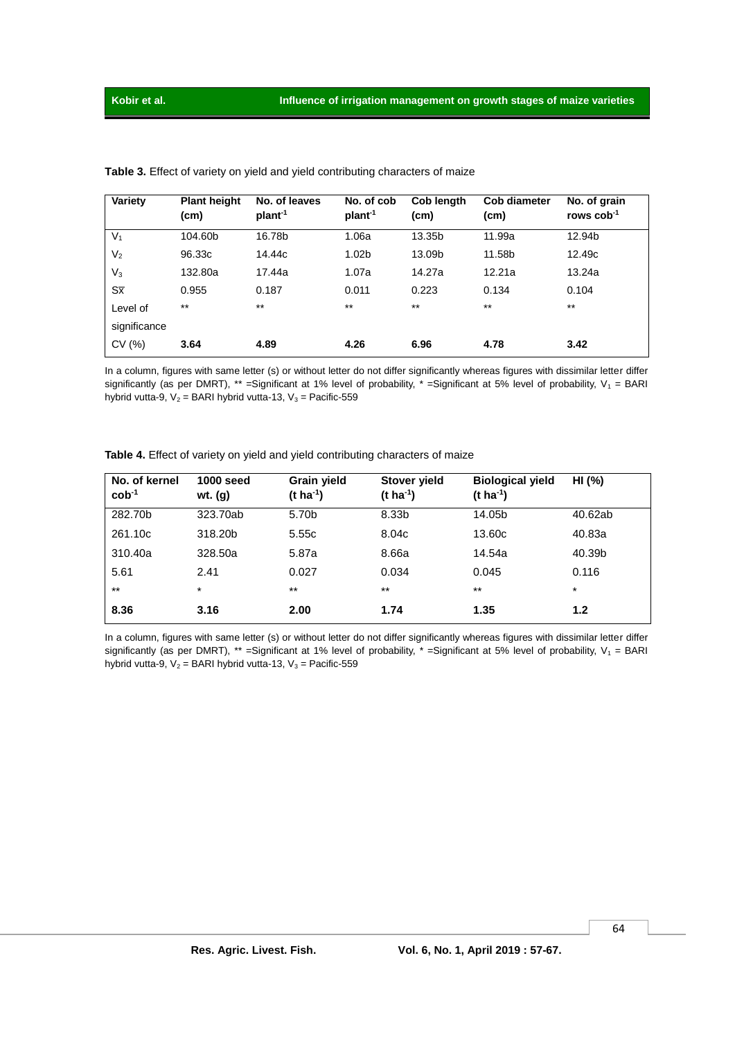**Table 3.** Effect of variety on yield and yield contributing characters of maize

| Variety | Plant height (cm) | No. of leaves plant$^{-1}$ | No. of cob plant$^{-1}$ | Cob length (cm) | Cob diameter (cm) | No. of grain rows cob$^{-1}$ |
|---|---|---|---|---|---|---|
| $V_1$ | 104.60b | 16.78b | 1.06a | 13.35b | 11.99a | 12.94b |
| $V_2$ | 96.33c | 14.44c | 1.02b | 13.09b | 11.58b | 12.49c |
| $V_3$ | 132.80a | 17.44a | 1.07a | 14.27a | 12.21a | 13.24a |
| $S\bar{x}$ | 0.955 | 0.187 | 0.011 | 0.223 | 0.134 | 0.104 |
| Level of significance | ** | ** | ** | ** | ** | ** |
| CV (%) | **3.64** | **4.89** | **4.26** | **6.96** | **4.78** | **3.42** |

In a column, figures with same letter (s) or without letter do not differ significantly whereas figures with dissimilar letter differ significantly (as per DMRT), ** =Significant at 1% level of probability, * =Significant at 5% level of probability, $V_1$ = BARI hybrid vutta-9, $V_2$ = BARI hybrid vutta-13, $V_3$ = Pacific-559

**Table 4.** Effect of variety on yield and yield contributing characters of maize

| No. of kernel cob$^{-1}$ | 1000 seed wt. (g) | Grain yield (t ha$^{-1}$) | Stover yield (t ha$^{-1}$) | Biological yield (t ha$^{-1}$) | HI (%) |
|---|---|---|---|---|---|
| 282.70b | 323.70ab | 5.70b | 8.33b | 14.05b | 40.62ab |
| 261.10c | 318.20b | 5.55c | 8.04c | 13.60c | 40.83a |
| 310.40a | 328.50a | 5.87a | 8.66a | 14.54a | 40.39b |
| 5.61 | 2.41 | 0.027 | 0.034 | 0.045 | 0.116 |
| ** | * | ** | ** | ** | * |
| **8.36** | **3.16** | **2.00** | **1.74** | **1.35** | **1.2** |

In a column, figures with same letter (s) or without letter do not differ significantly whereas figures with dissimilar letter differ significantly (as per DMRT), ** =Significant at 1% level of probability, * =Significant at 5% level of probability, $V_1$ = BARI hybrid vutta-9, $V_2$ = BARI hybrid vutta-13, $V_3$ = Pacific-559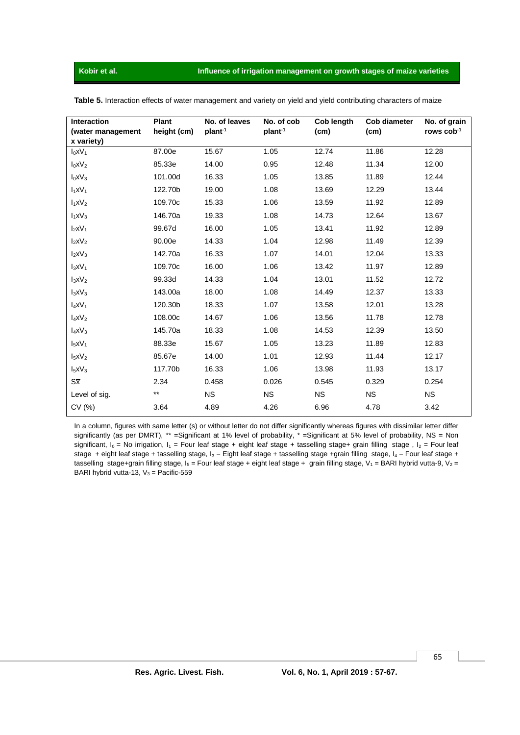**Table 5.** Interaction effects of water management and variety on yield and yield contributing characters of maize

| Interaction (water management x variety) | Plant height (cm) | No. of leaves plant$^{-1}$ | No. of cob plant$^{-1}$ | Cob length (cm) | Cob diameter (cm) | No. of grain rows cob$^{-1}$ |
|---|---|---|---|---|---|---|
| $I_0xV_1$ | 87.00e | 15.67 | 1.05 | 12.74 | 11.86 | 12.28 |
| $I_0xV_2$ | 85.33e | 14.00 | 0.95 | 12.48 | 11.34 | 12.00 |
| $I_0xV_3$ | 101.00d | 16.33 | 1.05 | 13.85 | 11.89 | 12.44 |
| $I_1xV_1$ | 122.70b | 19.00 | 1.08 | 13.69 | 12.29 | 13.44 |
| $I_1xV_2$ | 109.70c | 15.33 | 1.06 | 13.59 | 11.92 | 12.89 |
| $I_1xV_3$ | 146.70a | 19.33 | 1.08 | 14.73 | 12.64 | 13.67 |
| $I_2xV_1$ | 99.67d | 16.00 | 1.05 | 13.41 | 11.92 | 12.89 |
| $I_2xV_2$ | 90.00e | 14.33 | 1.04 | 12.98 | 11.49 | 12.39 |
| $I_2xV_3$ | 142.70a | 16.33 | 1.07 | 14.01 | 12.04 | 13.33 |
| $I_3xV_1$ | 109.70c | 16.00 | 1.06 | 13.42 | 11.97 | 12.89 |
| $I_3xV_2$ | 99.33d | 14.33 | 1.04 | 13.01 | 11.52 | 12.72 |
| $I_3xV_3$ | 143.00a | 18.00 | 1.08 | 14.49 | 12.37 | 13.33 |
| $I_4xV_1$ | 120.30b | 18.33 | 1.07 | 13.58 | 12.01 | 13.28 |
| $I_4xV_2$ | 108.00c | 14.67 | 1.06 | 13.56 | 11.78 | 12.78 |
| $I_4xV_3$ | 145.70a | 18.33 | 1.08 | 14.53 | 12.39 | 13.50 |
| $I_5xV_1$ | 88.33e | 15.67 | 1.05 | 13.23 | 11.89 | 12.83 |
| $I_5xV_2$ | 85.67e | 14.00 | 1.01 | 12.93 | 11.44 | 12.17 |
| $I_5xV_3$ | 117.70b | 16.33 | 1.06 | 13.98 | 11.93 | 13.17 |
| $S\bar{x}$ | 2.34 | 0.458 | 0.026 | 0.545 | 0.329 | 0.254 |
| Level of sig. | ** | NS | NS | NS | NS | NS |
| CV (%) | 3.64 | 4.89 | 4.26 | 6.96 | 4.78 | 3.42 |

In a column, figures with same letter (s) or without letter do not differ significantly whereas figures with dissimilar letter differ significantly (as per DMRT), ** =Significant at 1% level of probability, * =Significant at 5% level of probability, NS = Non significant, $I_0$ = No irrigation, $I_1$ = Four leaf stage + eight leaf stage + tasselling stage+ grain filling stage , $I_2$ = Four leaf stage + eight leaf stage + tasselling stage, $I_3$ = Eight leaf stage + tasselling stage +grain filling stage, $I_4$ = Four leaf stage + tasselling stage+grain filling stage, $I_5$ = Four leaf stage + eight leaf stage + grain filling stage, $V_1$ = BARI hybrid vutta-9, $V_2$ = BARI hybrid vutta-13, $V_3$ = Pacific-559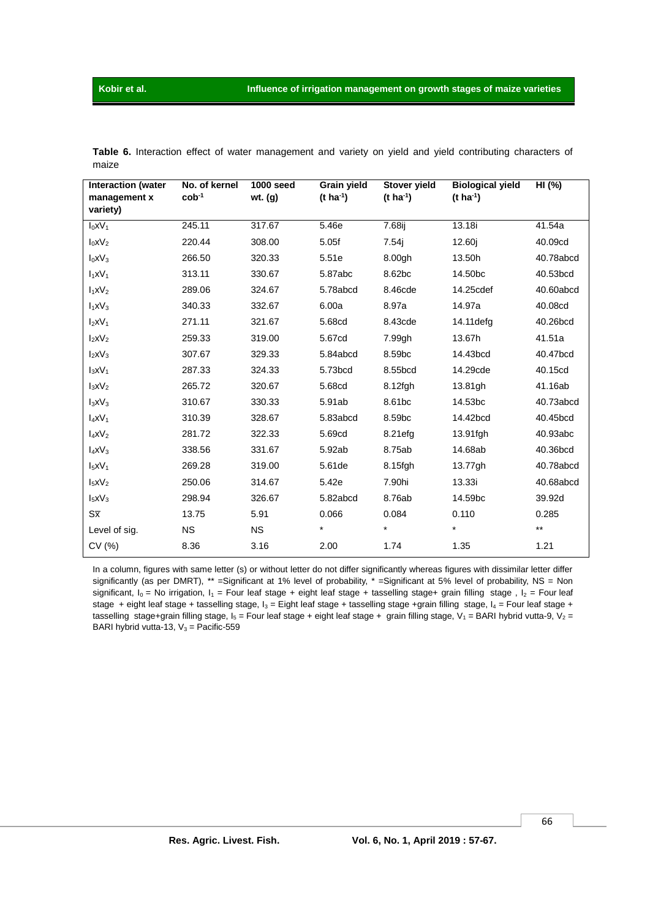**Table 6.** Interaction effect of water management and variety on yield and yield contributing characters of maize

| Interaction (water management x variety) | No. of kernel $cob^{-1}$ | 1000 seed wt. (g) | Grain yield (t $ha^{-1}$) | Stover yield (t $ha^{-1}$) | Biological yield (t $ha^{-1}$) | HI (%) |
|---|---|---|---|---|---|---|
| $I_0xV_1$ | 245.11 | 317.67 | 5.46e | 7.68ij | 13.18i | 41.54a |
| $I_0xV_2$ | 220.44 | 308.00 | 5.05f | 7.54j | 12.60j | 40.09cd |
| $I_0xV_3$ | 266.50 | 320.33 | 5.51e | 8.00gh | 13.50h | 40.78abcd |
| $I_1xV_1$ | 313.11 | 330.67 | 5.87abc | 8.62bc | 14.50bc | 40.53bcd |
| $I_1xV_2$ | 289.06 | 324.67 | 5.78abcd | 8.46cde | 14.25cdef | 40.60abcd |
| $I_1xV_3$ | 340.33 | 332.67 | 6.00a | 8.97a | 14.97a | 40.08cd |
| $I_2xV_1$ | 271.11 | 321.67 | 5.68cd | 8.43cde | 14.11defg | 40.26bcd |
| $I_2xV_2$ | 259.33 | 319.00 | 5.67cd | 7.99gh | 13.67h | 41.51a |
| $I_2xV_3$ | 307.67 | 329.33 | 5.84abcd | 8.59bc | 14.43bcd | 40.47bcd |
| $I_3xV_1$ | 287.33 | 324.33 | 5.73bcd | 8.55bcd | 14.29cde | 40.15cd |
| $I_3xV_2$ | 265.72 | 320.67 | 5.68cd | 8.12fgh | 13.81gh | 41.16ab |
| $I_3xV_3$ | 310.67 | 330.33 | 5.91ab | 8.61bc | 14.53bc | 40.73abcd |
| $I_4xV_1$ | 310.39 | 328.67 | 5.83abcd | 8.59bc | 14.42bcd | 40.45bcd |
| $I_4xV_2$ | 281.72 | 322.33 | 5.69cd | 8.21efg | 13.91fgh | 40.93abc |
| $I_4xV_3$ | 338.56 | 331.67 | 5.92ab | 8.75ab | 14.68ab | 40.36bcd |
| $I_5xV_1$ | 269.28 | 319.00 | 5.61de | 8.15fgh | 13.77gh | 40.78abcd |
| $I_5xV_2$ | 250.06 | 314.67 | 5.42e | 7.90hi | 13.33i | 40.68abcd |
| $I_5xV_3$ | 298.94 | 326.67 | 5.82abcd | 8.76ab | 14.59bc | 39.92d |
| $S\bar{x}$ | 13.75 | 5.91 | 0.066 | 0.084 | 0.110 | 0.285 |
| Level of sig. | NS | NS | * | * | * | ** |
| CV (%) | 8.36 | 3.16 | 2.00 | 1.74 | 1.35 | 1.21 |

In a column, figures with same letter (s) or without letter do not differ significantly whereas figures with dissimilar letter differ significantly (as per DMRT), ** =Significant at 1% level of probability, * =Significant at 5% level of probability, NS = Non significant, $I_0$ = No irrigation, $I_1$ = Four leaf stage + eight leaf stage + tasselling stage+ grain filling stage , $I_2$ = Four leaf stage + eight leaf stage + tasselling stage, $I_3$ = Eight leaf stage + tasselling stage +grain filling stage, $I_4$ = Four leaf stage + tasselling stage+grain filling stage, $I_5$ = Four leaf stage + eight leaf stage + grain filling stage, $V_1$ = BARI hybrid vutta-9, $V_2$ = BARI hybrid vutta-13, $V_3$ = Pacific-559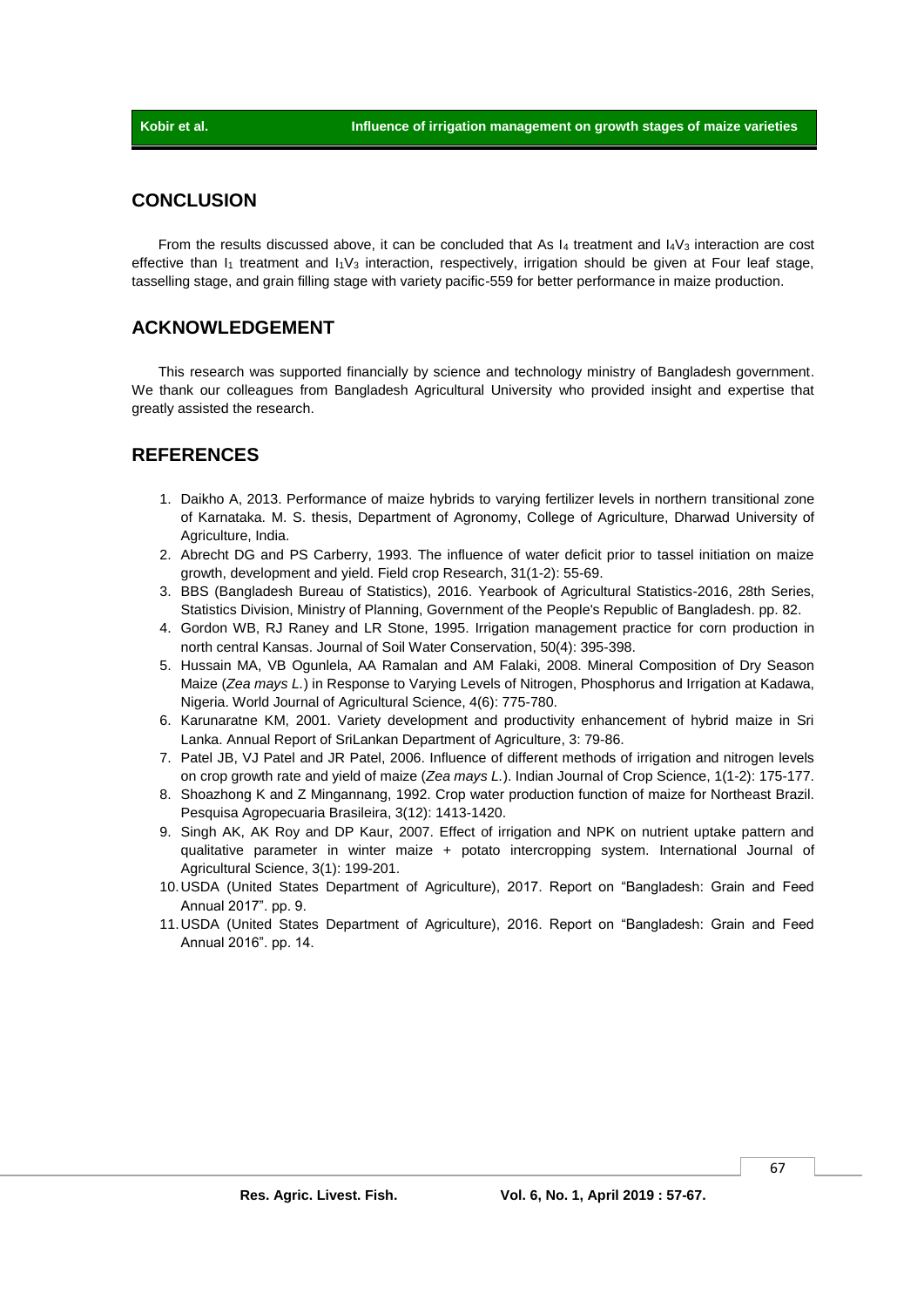## CONCLUSION

From the results discussed above, it can be concluded that As $I_4$ treatment and $I_4V_3$ interaction are cost effective than $I_1$ treatment and $I_1V_3$ interaction, respectively, irrigation should be given at Four leaf stage, tasselling stage, and grain filling stage with variety pacific-559 for better performance in maize production.

## ACKNOWLEDGEMENT

This research was supported financially by science and technology ministry of Bangladesh government. We thank our colleagues from Bangladesh Agricultural University who provided insight and expertise that greatly assisted the research.

## REFERENCES

1. Daikho A, 2013. Performance of maize hybrids to varying fertilizer levels in northern transitional zone of Karnataka. M. S. thesis, Department of Agronomy, College of Agriculture, Dharwad University of Agriculture, India.
2. Abrecht DG and PS Carberry, 1993. The influence of water deficit prior to tassel initiation on maize growth, development and yield. Field crop Research, 31(1-2): 55-69.
3. BBS (Bangladesh Bureau of Statistics), 2016. Yearbook of Agricultural Statistics-2016, 28th Series, Statistics Division, Ministry of Planning, Government of the People's Republic of Bangladesh. pp. 82.
4. Gordon WB, RJ Raney and LR Stone, 1995. Irrigation management practice for corn production in north central Kansas. Journal of Soil Water Conservation, 50(4): 395-398.
5. Hussain MA, VB Ogunlela, AA Ramalan and AM Falaki, 2008. Mineral Composition of Dry Season Maize (*Zea mays L.*) in Response to Varying Levels of Nitrogen, Phosphorus and Irrigation at Kadawa, Nigeria. World Journal of Agricultural Science, 4(6): 775-780.
6. Karunaratne KM, 2001. Variety development and productivity enhancement of hybrid maize in Sri Lanka. Annual Report of SriLankan Department of Agriculture, 3: 79-86.
7. Patel JB, VJ Patel and JR Patel, 2006. Influence of different methods of irrigation and nitrogen levels on crop growth rate and yield of maize (*Zea mays L.*). Indian Journal of Crop Science, 1(1-2): 175-177.
8. Shoazhong K and Z Mingannang, 1992. Crop water production function of maize for Northeast Brazil. Pesquisa Agropecuaria Brasileira, 3(12): 1413-1420.
9. Singh AK, AK Roy and DP Kaur, 2007. Effect of irrigation and NPK on nutrient uptake pattern and qualitative parameter in winter maize + potato intercropping system. International Journal of Agricultural Science, 3(1): 199-201.
10. USDA (United States Department of Agriculture), 2017. Report on "Bangladesh: Grain and Feed Annual 2017". pp. 9.
11. USDA (United States Department of Agriculture), 2016. Report on "Bangladesh: Grain and Feed Annual 2016". pp. 14.